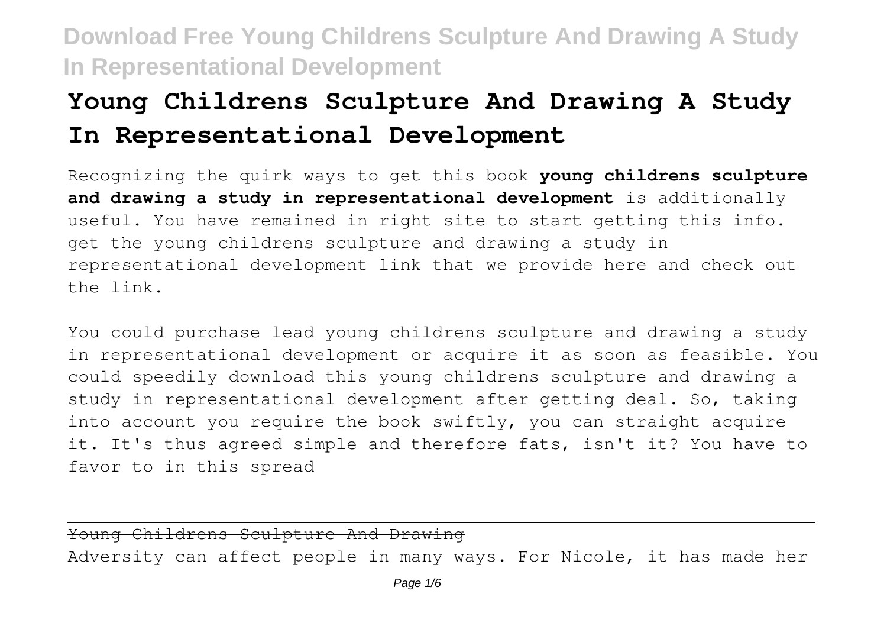# Young Childrens Sculpture And Drawing A Study In Representational Development

Recognizing the quirk ways to get this book **young childrens sculpture and drawing a study in representational development** is additionally useful. You have remained in right site to start getting this info. get the young childrens sculpture and drawing a study in representational development link that we provide here and check out the link.

You could purchase lead young childrens sculpture and drawing a study in representational development or acquire it as soon as feasible. You could speedily download this young childrens sculpture and drawing a study in representational development after getting deal. So, taking into account you require the book swiftly, you can straight acquire it. It's thus agreed simple and therefore fats, isn't it? You have to favor to in this spread

~~Young Childrens Sculpture And Drawing~~

Adversity can affect people in many ways. For Nicole, it has made her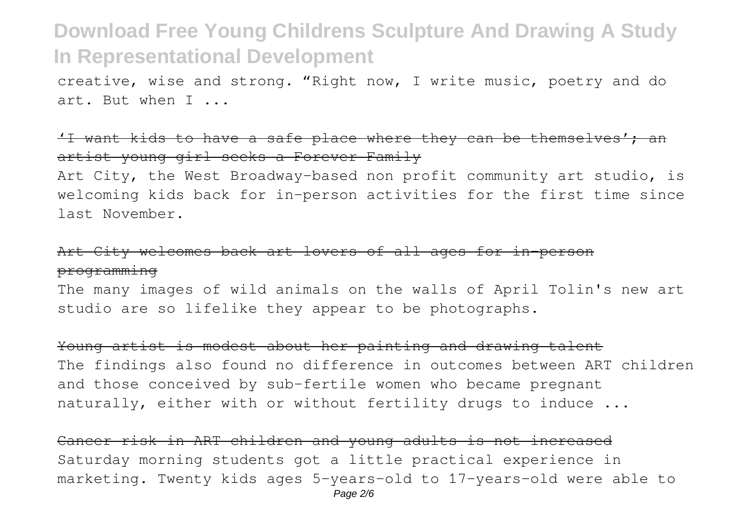creative, wise and strong. "Right now, I write music, poetry and do art. But when I ...

~~'I want kids to have a safe place where they can be themselves'; an artist young girl seeks a Forever Family~~

Art City, the West Broadway-based non profit community art studio, is welcoming kids back for in-person activities for the first time since last November.

~~Art City welcomes back art lovers of all ages for in-person programming~~

The many images of wild animals on the walls of April Tolin's new art studio are so lifelike they appear to be photographs.

~~Young artist is modest about her painting and drawing talent~~

The findings also found no difference in outcomes between ART children and those conceived by sub-fertile women who became pregnant naturally, either with or without fertility drugs to induce ...

~~Cancer risk in ART children and young adults is not increased~~

Saturday morning students got a little practical experience in marketing. Twenty kids ages 5-years-old to 17-years-old were able to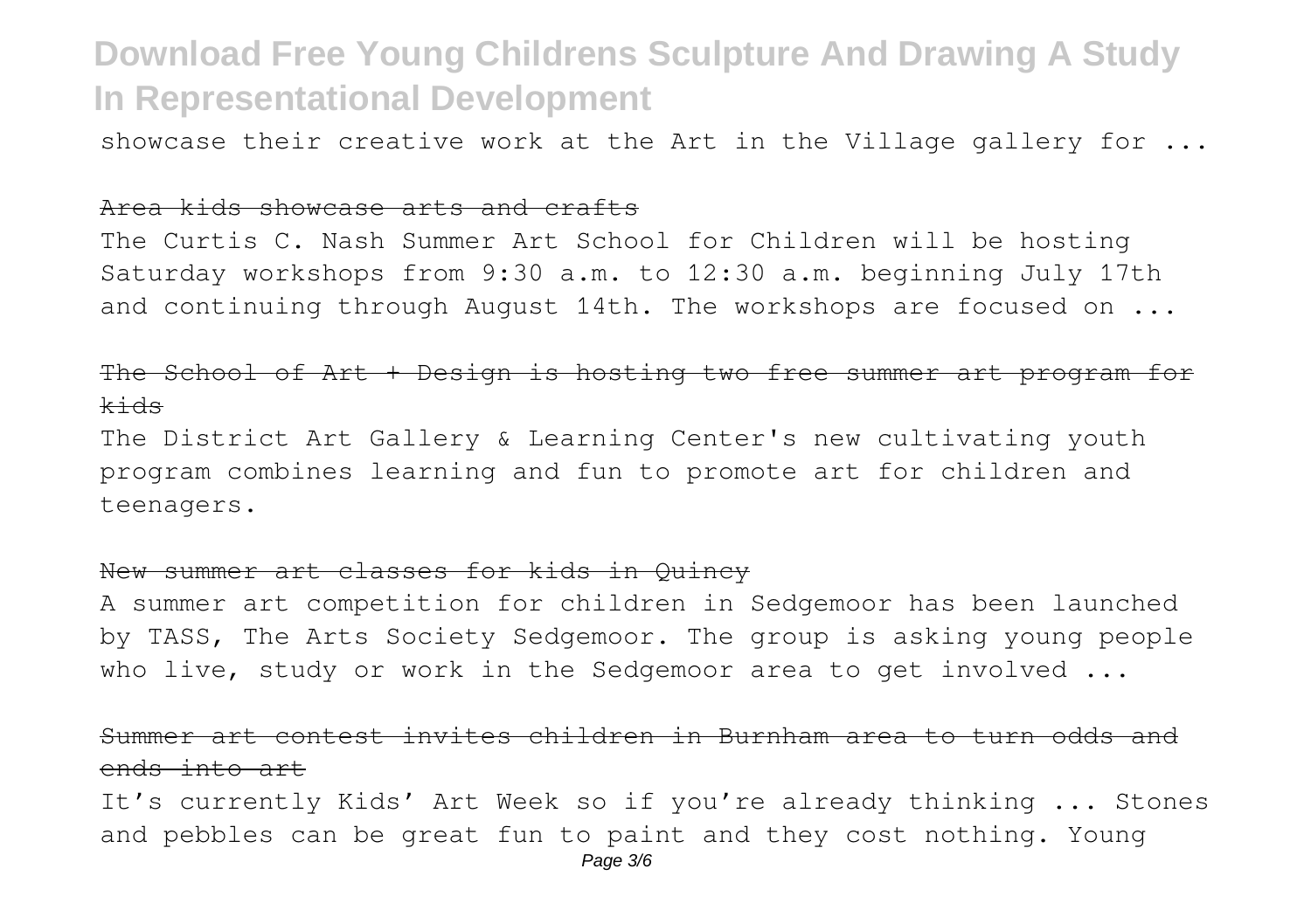showcase their creative work at the Art in the Village gallery for ...

### Area kids showcase arts and crafts

The Curtis C. Nash Summer Art School for Children will be hosting Saturday workshops from 9:30 a.m. to 12:30 a.m. beginning July 17th and continuing through August 14th. The workshops are focused on ...

### The School of Art + Design is hosting two free summer art program for kids

The District Art Gallery & Learning Center's new cultivating youth program combines learning and fun to promote art for children and teenagers.

### New summer art classes for kids in Quincy

A summer art competition for children in Sedgemoor has been launched by TASS, The Arts Society Sedgemoor. The group is asking young people who live, study or work in the Sedgemoor area to get involved ...

### Summer art contest invites children in Burnham area to turn odds and ends into art

It's currently Kids' Art Week so if you're already thinking ... Stones and pebbles can be great fun to paint and they cost nothing. Young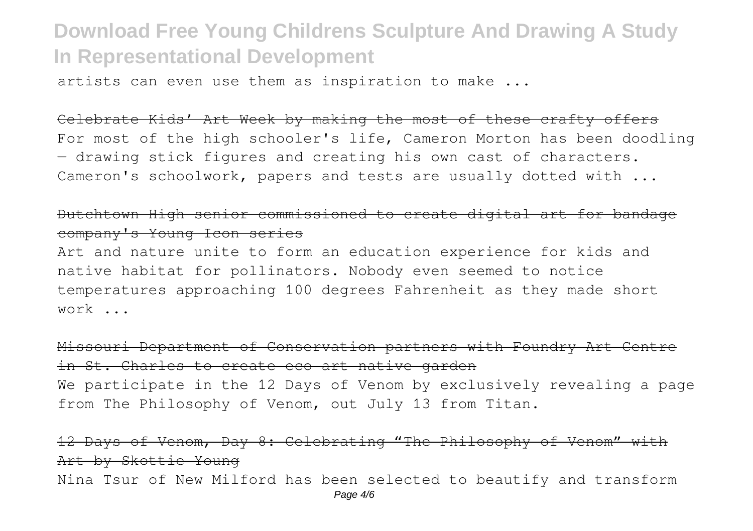artists can even use them as inspiration to make ...

~~Celebrate Kids' Art Week by making the most of these crafty offers~~

For most of the high schooler's life, Cameron Morton has been doodling — drawing stick figures and creating his own cast of characters. Cameron's schoolwork, papers and tests are usually dotted with ...

~~Dutchtown High senior commissioned to create digital art for bandage company's Young Icon series~~

Art and nature unite to form an education experience for kids and native habitat for pollinators. Nobody even seemed to notice temperatures approaching 100 degrees Fahrenheit as they made short work ...

~~Missouri Department of Conservation partners with Foundry Art Centre in St. Charles to create eco art native garden~~

We participate in the 12 Days of Venom by exclusively revealing a page from The Philosophy of Venom, out July 13 from Titan.

~~12 Days of Venom, Day 8: Celebrating "The Philosophy of Venom" with Art by Skottie Young~~

Nina Tsur of New Milford has been selected to beautify and transform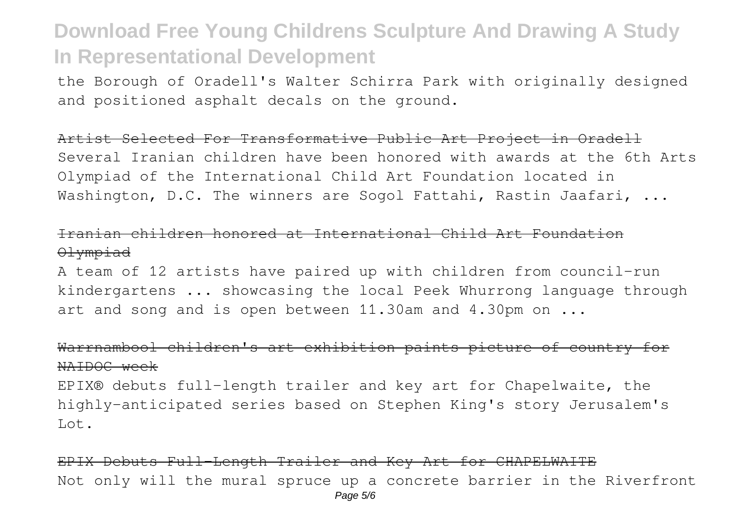the Borough of Oradell's Walter Schirra Park with originally designed and positioned asphalt decals on the ground.

~~Artist Selected For Transformative Public Art Project in Oradell~~

Several Iranian children have been honored with awards at the 6th Arts Olympiad of the International Child Art Foundation located in Washington, D.C. The winners are Sogol Fattahi, Rastin Jaafari, ...

~~Iranian children honored at International Child Art Foundation Olympiad~~

A team of 12 artists have paired up with children from council-run kindergartens ... showcasing the local Peek Whurrong language through art and song and is open between 11.30am and 4.30pm on ...

~~Warrnambool children's art exhibition paints picture of country for NAIDOC week~~

EPIX® debuts full-length trailer and key art for Chapelwaite, the highly-anticipated series based on Stephen King's story Jerusalem's Lot.

~~EPIX Debuts Full-Length Trailer and Key Art for CHAPELWAITE~~

Not only will the mural spruce up a concrete barrier in the Riverfront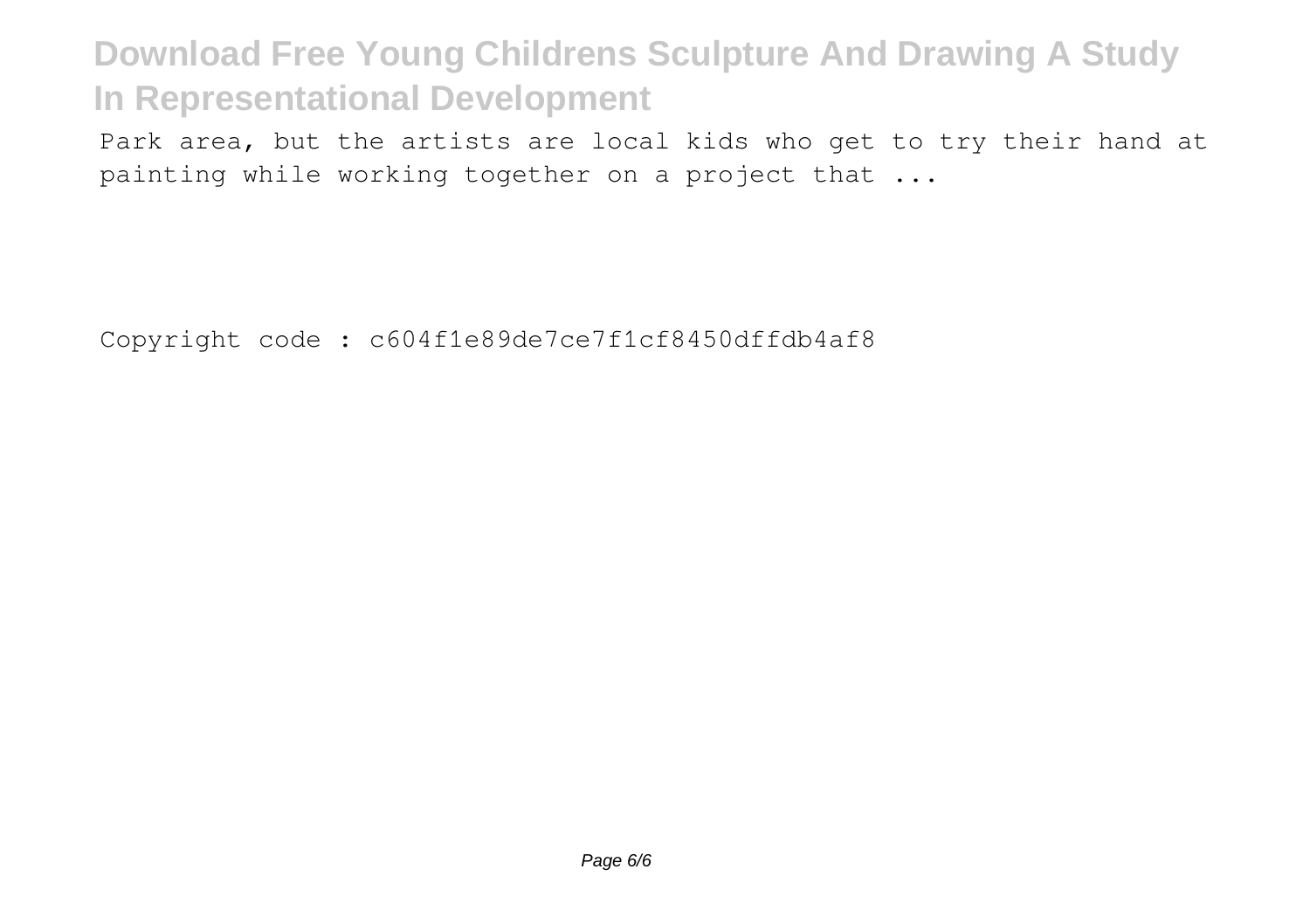Park area, but the artists are local kids who get to try their hand at painting while working together on a project that ...

Copyright code : c604f1e89de7ce7f1cf8450dffdb4af8